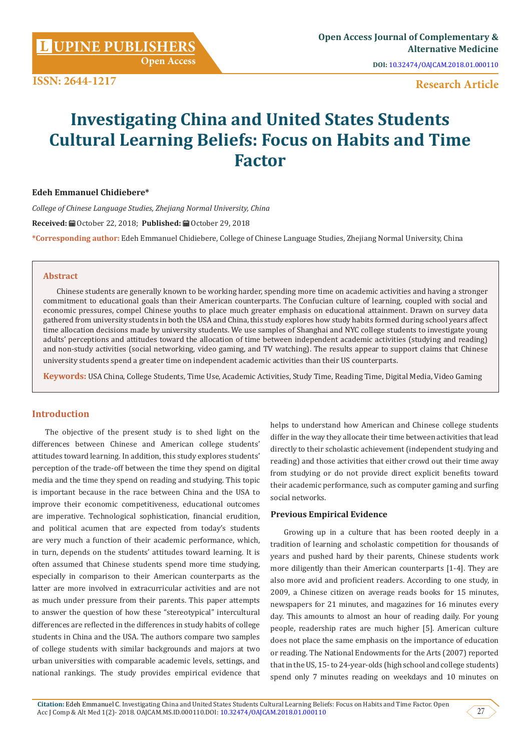# Investigating China and United States Students Cultural Learning Beliefs: Focus on Habits and Time Factor

**Edeh Emmanuel Chidiebere***

*College of Chinese Language Studies, Zhejiang Normal University, China*

**Received:** October 22, 2018; **Published:** October 29, 2018

***Corresponding author:** Edeh Emmanuel Chidiebere, College of Chinese Language Studies, Zhejiang Normal University, China

## Abstract

Chinese students are generally known to be working harder, spending more time on academic activities and having a stronger commitment to educational goals than their American counterparts. The Confucian culture of learning, coupled with social and economic pressures, compel Chinese youths to place much greater emphasis on educational attainment. Drawn on survey data gathered from university students in both the USA and China, this study explores how study habits formed during school years affect time allocation decisions made by university students. We use samples of Shanghai and NYC college students to investigate young adults' perceptions and attitudes toward the allocation of time between independent academic activities (studying and reading) and non-study activities (social networking, video gaming, and TV watching). The results appear to support claims that Chinese university students spend a greater time on independent academic activities than their US counterparts.

**Keywords:** USA China, College Students, Time Use, Academic Activities, Study Time, Reading Time, Digital Media, Video Gaming

## Introduction

The objective of the present study is to shed light on the differences between Chinese and American college students' attitudes toward learning. In addition, this study explores students' perception of the trade-off between the time they spend on digital media and the time they spend on reading and studying. This topic is important because in the race between China and the USA to improve their economic competitiveness, educational outcomes are imperative. Technological sophistication, financial erudition, and political acumen that are expected from today's students are very much a function of their academic performance, which, in turn, depends on the students' attitudes toward learning. It is often assumed that Chinese students spend more time studying, especially in comparison to their American counterparts as the latter are more involved in extracurricular activities and are not as much under pressure from their parents. This paper attempts to answer the question of how these "stereotypical" intercultural differences are reflected in the differences in study habits of college students in China and the USA. The authors compare two samples of college students with similar backgrounds and majors at two urban universities with comparable academic levels, settings, and national rankings. The study provides empirical evidence that helps to understand how American and Chinese college students differ in the way they allocate their time between activities that lead directly to their scholastic achievement (independent studying and reading) and those activities that either crowd out their time away from studying or do not provide direct explicit benefits toward their academic performance, such as computer gaming and surfing social networks.

### Previous Empirical Evidence

Growing up in a culture that has been rooted deeply in a tradition of learning and scholastic competition for thousands of years and pushed hard by their parents, Chinese students work more diligently than their American counterparts [1-4]. They are also more avid and proficient readers. According to one study, in 2009, a Chinese citizen on average reads books for 15 minutes, newspapers for 21 minutes, and magazines for 16 minutes every day. This amounts to almost an hour of reading daily. For young people, readership rates are much higher [5]. American culture does not place the same emphasis on the importance of education or reading. The National Endowments for the Arts (2007) reported that in the US, 15- to 24-year-olds (high school and college students) spend only 7 minutes reading on weekdays and 10 minutes on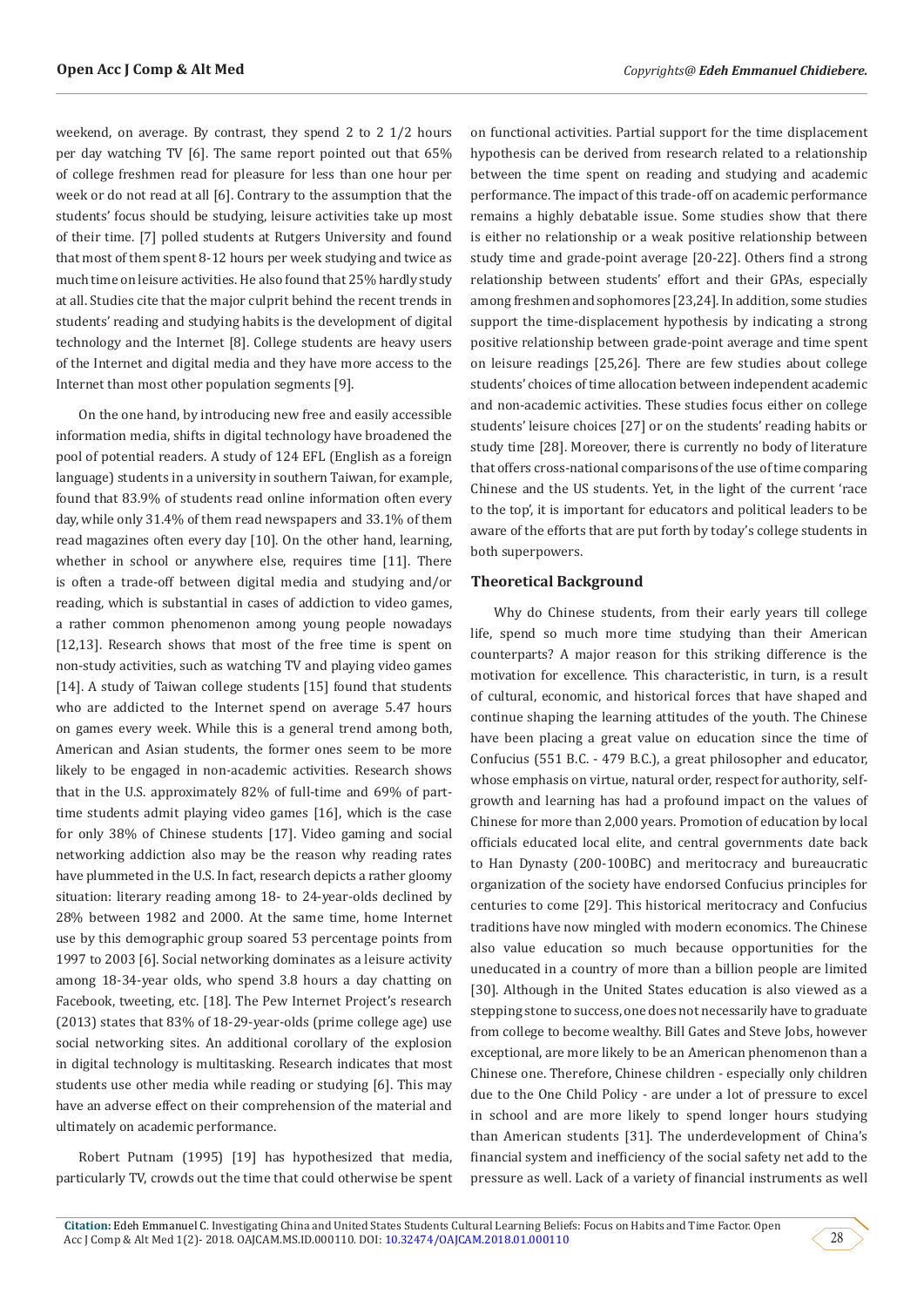weekend, on average. By contrast, they spend 2 to 2 1/2 hours per day watching TV [6]. The same report pointed out that 65% of college freshmen read for pleasure for less than one hour per week or do not read at all [6]. Contrary to the assumption that the students' focus should be studying, leisure activities take up most of their time. [7] polled students at Rutgers University and found that most of them spent 8-12 hours per week studying and twice as much time on leisure activities. He also found that 25% hardly study at all. Studies cite that the major culprit behind the recent trends in students' reading and studying habits is the development of digital technology and the Internet [8]. College students are heavy users of the Internet and digital media and they have more access to the Internet than most other population segments [9].

On the one hand, by introducing new free and easily accessible information media, shifts in digital technology have broadened the pool of potential readers. A study of 124 EFL (English as a foreign language) students in a university in southern Taiwan, for example, found that 83.9% of students read online information often every day, while only 31.4% of them read newspapers and 33.1% of them read magazines often every day [10]. On the other hand, learning, whether in school or anywhere else, requires time [11]. There is often a trade-off between digital media and studying and/or reading, which is substantial in cases of addiction to video games, a rather common phenomenon among young people nowadays [12,13]. Research shows that most of the free time is spent on non-study activities, such as watching TV and playing video games [14]. A study of Taiwan college students [15] found that students who are addicted to the Internet spend on average 5.47 hours on games every week. While this is a general trend among both, American and Asian students, the former ones seem to be more likely to be engaged in non-academic activities. Research shows that in the U.S. approximately 82% of full-time and 69% of part-time students admit playing video games [16], which is the case for only 38% of Chinese students [17]. Video gaming and social networking addiction also may be the reason why reading rates have plummeted in the U.S. In fact, research depicts a rather gloomy situation: literary reading among 18- to 24-year-olds declined by 28% between 1982 and 2000. At the same time, home Internet use by this demographic group soared 53 percentage points from 1997 to 2003 [6]. Social networking dominates as a leisure activity among 18-34-year olds, who spend 3.8 hours a day chatting on Facebook, tweeting, etc. [18]. The Pew Internet Project's research (2013) states that 83% of 18-29-year-olds (prime college age) use social networking sites. An additional corollary of the explosion in digital technology is multitasking. Research indicates that most students use other media while reading or studying [6]. This may have an adverse effect on their comprehension of the material and ultimately on academic performance.

Robert Putnam (1995) [19] has hypothesized that media, particularly TV, crowds out the time that could otherwise be spent on functional activities. Partial support for the time displacement hypothesis can be derived from research related to a relationship between the time spent on reading and studying and academic performance. The impact of this trade-off on academic performance remains a highly debatable issue. Some studies show that there is either no relationship or a weak positive relationship between study time and grade-point average [20-22]. Others find a strong relationship between students' effort and their GPAs, especially among freshmen and sophomores [23,24]. In addition, some studies support the time-displacement hypothesis by indicating a strong positive relationship between grade-point average and time spent on leisure readings [25,26]. There are few studies about college students' choices of time allocation between independent academic and non-academic activities. These studies focus either on college students' leisure choices [27] or on the students' reading habits or study time [28]. Moreover, there is currently no body of literature that offers cross-national comparisons of the use of time comparing Chinese and the US students. Yet, in the light of the current 'race to the top', it is important for educators and political leaders to be aware of the efforts that are put forth by today's college students in both superpowers.

## Theoretical Background

Why do Chinese students, from their early years till college life, spend so much more time studying than their American counterparts? A major reason for this striking difference is the motivation for excellence. This characteristic, in turn, is a result of cultural, economic, and historical forces that have shaped and continue shaping the learning attitudes of the youth. The Chinese have been placing a great value on education since the time of Confucius (551 B.C. - 479 B.C.), a great philosopher and educator, whose emphasis on virtue, natural order, respect for authority, self-growth and learning has had a profound impact on the values of Chinese for more than 2,000 years. Promotion of education by local officials educated local elite, and central governments date back to Han Dynasty (200-100BC) and meritocracy and bureaucratic organization of the society have endorsed Confucius principles for centuries to come [29]. This historical meritocracy and Confucius traditions have now mingled with modern economics. The Chinese also value education so much because opportunities for the uneducated in a country of more than a billion people are limited [30]. Although in the United States education is also viewed as a stepping stone to success, one does not necessarily have to graduate from college to become wealthy. Bill Gates and Steve Jobs, however exceptional, are more likely to be an American phenomenon than a Chinese one. Therefore, Chinese children - especially only children due to the One Child Policy - are under a lot of pressure to excel in school and are more likely to spend longer hours studying than American students [31]. The underdevelopment of China's financial system and inefficiency of the social safety net add to the pressure as well. Lack of a variety of financial instruments as well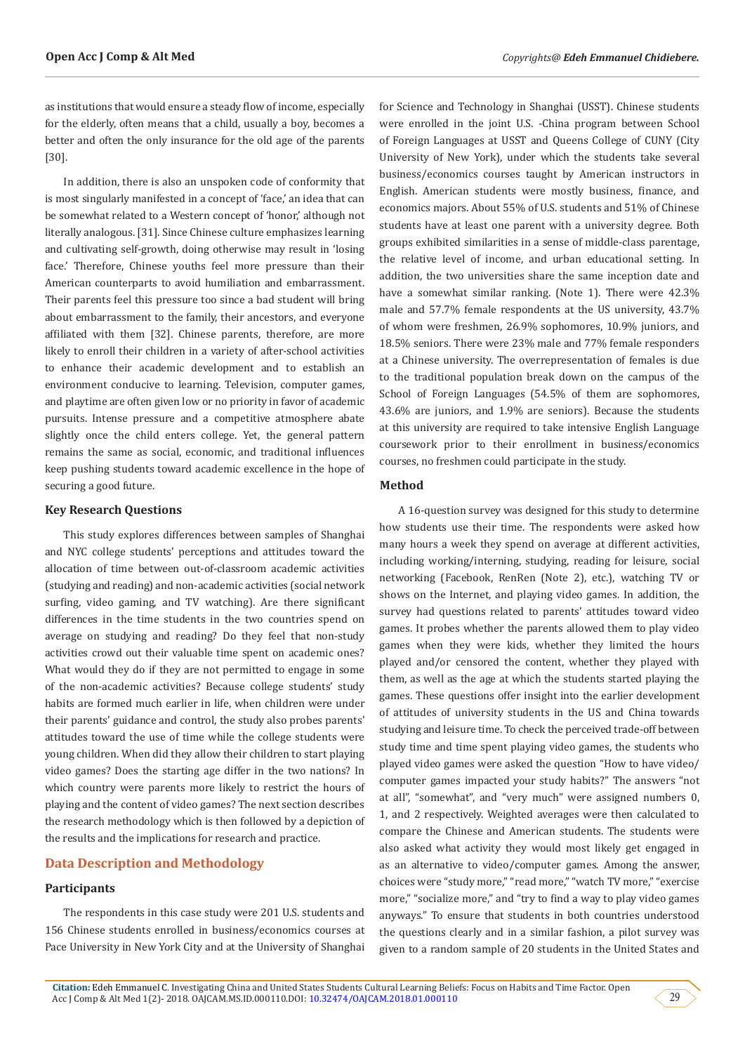as institutions that would ensure a steady flow of income, especially for the elderly, often means that a child, usually a boy, becomes a better and often the only insurance for the old age of the parents [30].

In addition, there is also an unspoken code of conformity that is most singularly manifested in a concept of 'face,' an idea that can be somewhat related to a Western concept of 'honor,' although not literally analogous. [31]. Since Chinese culture emphasizes learning and cultivating self-growth, doing otherwise may result in 'losing face.' Therefore, Chinese youths feel more pressure than their American counterparts to avoid humiliation and embarrassment. Their parents feel this pressure too since a bad student will bring about embarrassment to the family, their ancestors, and everyone affiliated with them [32]. Chinese parents, therefore, are more likely to enroll their children in a variety of after-school activities to enhance their academic development and to establish an environment conducive to learning. Television, computer games, and playtime are often given low or no priority in favor of academic pursuits. Intense pressure and a competitive atmosphere abate slightly once the child enters college. Yet, the general pattern remains the same as social, economic, and traditional influences keep pushing students toward academic excellence in the hope of securing a good future.

### Key Research Questions

This study explores differences between samples of Shanghai and NYC college students' perceptions and attitudes toward the allocation of time between out-of-classroom academic activities (studying and reading) and non-academic activities (social network surfing, video gaming, and TV watching). Are there significant differences in the time students in the two countries spend on average on studying and reading? Do they feel that non-study activities crowd out their valuable time spent on academic ones? What would they do if they are not permitted to engage in some of the non-academic activities? Because college students' study habits are formed much earlier in life, when children were under their parents' guidance and control, the study also probes parents' attitudes toward the use of time while the college students were young children. When did they allow their children to start playing video games? Does the starting age differ in the two nations? In which country were parents more likely to restrict the hours of playing and the content of video games? The next section describes the research methodology which is then followed by a depiction of the results and the implications for research and practice.

## Data Description and Methodology

### Participants

The respondents in this case study were 201 U.S. students and 156 Chinese students enrolled in business/economics courses at Pace University in New York City and at the University of Shanghai for Science and Technology in Shanghai (USST). Chinese students were enrolled in the joint U.S. -China program between School of Foreign Languages at USST and Queens College of CUNY (City University of New York), under which the students take several business/economics courses taught by American instructors in English. American students were mostly business, finance, and economics majors. About 55% of U.S. students and 51% of Chinese students have at least one parent with a university degree. Both groups exhibited similarities in a sense of middle-class parentage, the relative level of income, and urban educational setting. In addition, the two universities share the same inception date and have a somewhat similar ranking. (Note 1). There were 42.3% male and 57.7% female respondents at the US university, 43.7% of whom were freshmen, 26.9% sophomores, 10.9% juniors, and 18.5% seniors. There were 23% male and 77% female responders at a Chinese university. The overrepresentation of females is due to the traditional population break down on the campus of the School of Foreign Languages (54.5% of them are sophomores, 43.6% are juniors, and 1.9% are seniors). Because the students at this university are required to take intensive English Language coursework prior to their enrollment in business/economics courses, no freshmen could participate in the study.

### Method

A 16-question survey was designed for this study to determine how students use their time. The respondents were asked how many hours a week they spend on average at different activities, including working/interning, studying, reading for leisure, social networking (Facebook, RenRen (Note 2), etc.), watching TV or shows on the Internet, and playing video games. In addition, the survey had questions related to parents' attitudes toward video games. It probes whether the parents allowed them to play video games when they were kids, whether they limited the hours played and/or censored the content, whether they played with them, as well as the age at which the students started playing the games. These questions offer insight into the earlier development of attitudes of university students in the US and China towards studying and leisure time. To check the perceived trade-off between study time and time spent playing video games, the students who played video games were asked the question "How to have video/computer games impacted your study habits?" The answers "not at all", "somewhat", and "very much" were assigned numbers 0, 1, and 2 respectively. Weighted averages were then calculated to compare the Chinese and American students. The students were also asked what activity they would most likely get engaged in as an alternative to video/computer games. Among the answer, choices were "study more," "read more," "watch TV more," "exercise more," "socialize more," and "try to find a way to play video games anyways." To ensure that students in both countries understood the questions clearly and in a similar fashion, a pilot survey was given to a random sample of 20 students in the United States and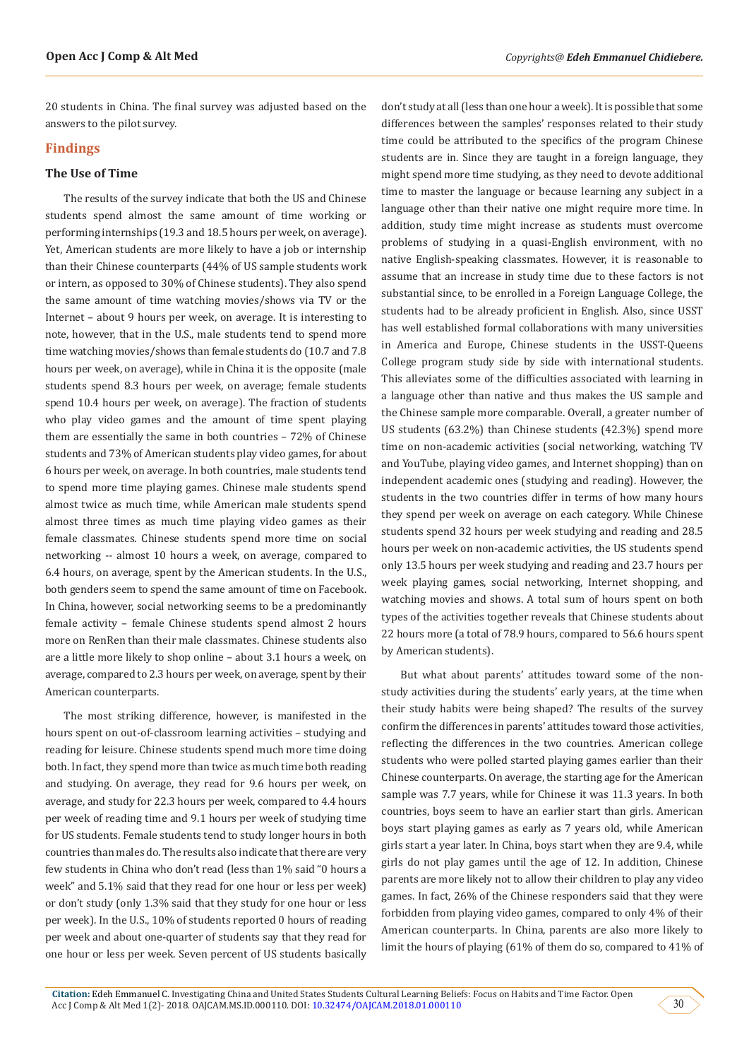20 students in China. The final survey was adjusted based on the answers to the pilot survey.

## Findings

### The Use of Time

The results of the survey indicate that both the US and Chinese students spend almost the same amount of time working or performing internships (19.3 and 18.5 hours per week, on average). Yet, American students are more likely to have a job or internship than their Chinese counterparts (44% of US sample students work or intern, as opposed to 30% of Chinese students). They also spend the same amount of time watching movies/shows via TV or the Internet – about 9 hours per week, on average. It is interesting to note, however, that in the U.S., male students tend to spend more time watching movies/shows than female students do (10.7 and 7.8 hours per week, on average), while in China it is the opposite (male students spend 8.3 hours per week, on average; female students spend 10.4 hours per week, on average). The fraction of students who play video games and the amount of time spent playing them are essentially the same in both countries – 72% of Chinese students and 73% of American students play video games, for about 6 hours per week, on average. In both countries, male students tend to spend more time playing games. Chinese male students spend almost twice as much time, while American male students spend almost three times as much time playing video games as their female classmates. Chinese students spend more time on social networking -- almost 10 hours a week, on average, compared to 6.4 hours, on average, spent by the American students. In the U.S., both genders seem to spend the same amount of time on Facebook. In China, however, social networking seems to be a predominantly female activity – female Chinese students spend almost 2 hours more on RenRen than their male classmates. Chinese students also are a little more likely to shop online – about 3.1 hours a week, on average, compared to 2.3 hours per week, on average, spent by their American counterparts.

The most striking difference, however, is manifested in the hours spent on out-of-classroom learning activities – studying and reading for leisure. Chinese students spend much more time doing both. In fact, they spend more than twice as much time both reading and studying. On average, they read for 9.6 hours per week, on average, and study for 22.3 hours per week, compared to 4.4 hours per week of reading time and 9.1 hours per week of studying time for US students. Female students tend to study longer hours in both countries than males do. The results also indicate that there are very few students in China who don't read (less than 1% said "0 hours a week" and 5.1% said that they read for one hour or less per week) or don't study (only 1.3% said that they study for one hour or less per week). In the U.S., 10% of students reported 0 hours of reading per week and about one-quarter of students say that they read for one hour or less per week. Seven percent of US students basically don't study at all (less than one hour a week). It is possible that some differences between the samples' responses related to their study time could be attributed to the specifics of the program Chinese students are in. Since they are taught in a foreign language, they might spend more time studying, as they need to devote additional time to master the language or because learning any subject in a language other than their native one might require more time. In addition, study time might increase as students must overcome problems of studying in a quasi-English environment, with no native English-speaking classmates. However, it is reasonable to assume that an increase in study time due to these factors is not substantial since, to be enrolled in a Foreign Language College, the students had to be already proficient in English. Also, since USST has well established formal collaborations with many universities in America and Europe, Chinese students in the USST-Queens College program study side by side with international students. This alleviates some of the difficulties associated with learning in a language other than native and thus makes the US sample and the Chinese sample more comparable. Overall, a greater number of US students (63.2%) than Chinese students (42.3%) spend more time on non-academic activities (social networking, watching TV and YouTube, playing video games, and Internet shopping) than on independent academic ones (studying and reading). However, the students in the two countries differ in terms of how many hours they spend per week on average on each category. While Chinese students spend 32 hours per week studying and reading and 28.5 hours per week on non-academic activities, the US students spend only 13.5 hours per week studying and reading and 23.7 hours per week playing games, social networking, Internet shopping, and watching movies and shows. A total sum of hours spent on both types of the activities together reveals that Chinese students about 22 hours more (a total of 78.9 hours, compared to 56.6 hours spent by American students).

But what about parents' attitudes toward some of the non-study activities during the students' early years, at the time when their study habits were being shaped? The results of the survey confirm the differences in parents' attitudes toward those activities, reflecting the differences in the two countries. American college students who were polled started playing games earlier than their Chinese counterparts. On average, the starting age for the American sample was 7.7 years, while for Chinese it was 11.3 years. In both countries, boys seem to have an earlier start than girls. American boys start playing games as early as 7 years old, while American girls start a year later. In China, boys start when they are 9.4, while girls do not play games until the age of 12. In addition, Chinese parents are more likely not to allow their children to play any video games. In fact, 26% of the Chinese responders said that they were forbidden from playing video games, compared to only 4% of their American counterparts. In China, parents are also more likely to limit the hours of playing (61% of them do so, compared to 41% of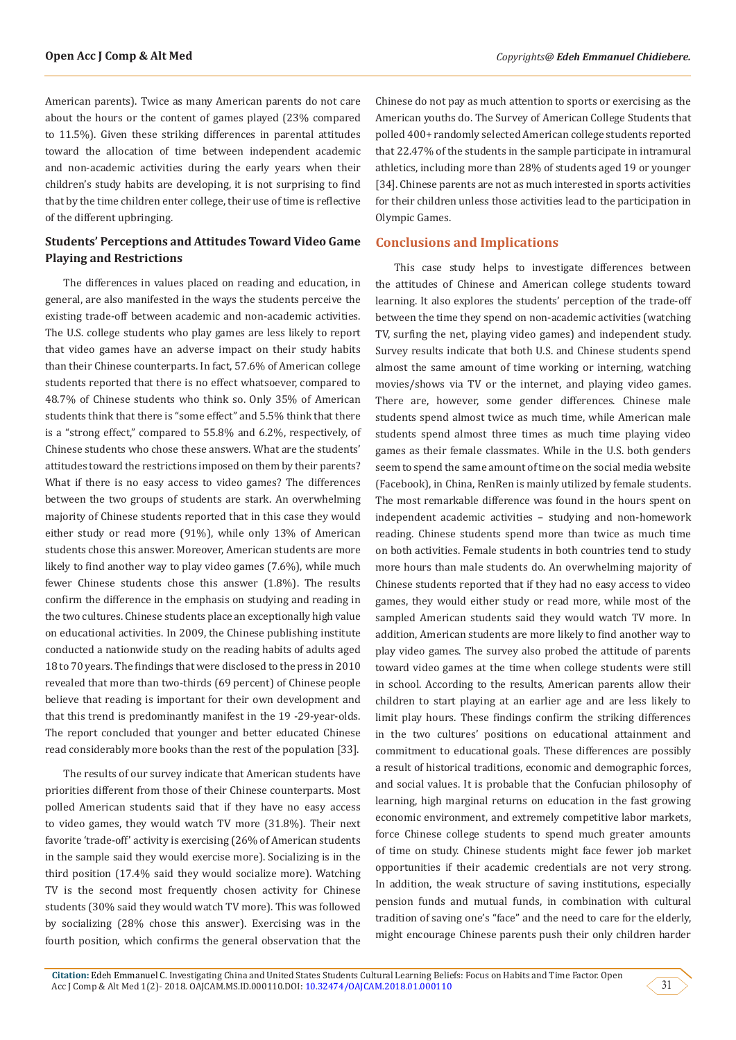American parents). Twice as many American parents do not care about the hours or the content of games played (23% compared to 11.5%). Given these striking differences in parental attitudes toward the allocation of time between independent academic and non-academic activities during the early years when their children's study habits are developing, it is not surprising to find that by the time children enter college, their use of time is reflective of the different upbringing.

### Students' Perceptions and Attitudes Toward Video Game Playing and Restrictions

The differences in values placed on reading and education, in general, are also manifested in the ways the students perceive the existing trade-off between academic and non-academic activities. The U.S. college students who play games are less likely to report that video games have an adverse impact on their study habits than their Chinese counterparts. In fact, 57.6% of American college students reported that there is no effect whatsoever, compared to 48.7% of Chinese students who think so. Only 35% of American students think that there is "some effect" and 5.5% think that there is a "strong effect," compared to 55.8% and 6.2%, respectively, of Chinese students who chose these answers. What are the students' attitudes toward the restrictions imposed on them by their parents? What if there is no easy access to video games? The differences between the two groups of students are stark. An overwhelming majority of Chinese students reported that in this case they would either study or read more (91%), while only 13% of American students chose this answer. Moreover, American students are more likely to find another way to play video games (7.6%), while much fewer Chinese students chose this answer (1.8%). The results confirm the difference in the emphasis on studying and reading in the two cultures. Chinese students place an exceptionally high value on educational activities. In 2009, the Chinese publishing institute conducted a nationwide study on the reading habits of adults aged 18 to 70 years. The findings that were disclosed to the press in 2010 revealed that more than two-thirds (69 percent) of Chinese people believe that reading is important for their own development and that this trend is predominantly manifest in the 19 -29-year-olds. The report concluded that younger and better educated Chinese read considerably more books than the rest of the population [33].

The results of our survey indicate that American students have priorities different from those of their Chinese counterparts. Most polled American students said that if they have no easy access to video games, they would watch TV more (31.8%). Their next favorite 'trade-off' activity is exercising (26% of American students in the sample said they would exercise more). Socializing is in the third position (17.4% said they would socialize more). Watching TV is the second most frequently chosen activity for Chinese students (30% said they would watch TV more). This was followed by socializing (28% chose this answer). Exercising was in the fourth position, which confirms the general observation that the Chinese do not pay as much attention to sports or exercising as the American youths do. The Survey of American College Students that polled 400+ randomly selected American college students reported that 22.47% of the students in the sample participate in intramural athletics, including more than 28% of students aged 19 or younger [34]. Chinese parents are not as much interested in sports activities for their children unless those activities lead to the participation in Olympic Games.

## Conclusions and Implications

This case study helps to investigate differences between the attitudes of Chinese and American college students toward learning. It also explores the students' perception of the trade-off between the time they spend on non-academic activities (watching TV, surfing the net, playing video games) and independent study. Survey results indicate that both U.S. and Chinese students spend almost the same amount of time working or interning, watching movies/shows via TV or the internet, and playing video games. There are, however, some gender differences. Chinese male students spend almost twice as much time, while American male students spend almost three times as much time playing video games as their female classmates. While in the U.S. both genders seem to spend the same amount of time on the social media website (Facebook), in China, RenRen is mainly utilized by female students. The most remarkable difference was found in the hours spent on independent academic activities – studying and non-homework reading. Chinese students spend more than twice as much time on both activities. Female students in both countries tend to study more hours than male students do. An overwhelming majority of Chinese students reported that if they had no easy access to video games, they would either study or read more, while most of the sampled American students said they would watch TV more. In addition, American students are more likely to find another way to play video games. The survey also probed the attitude of parents toward video games at the time when college students were still in school. According to the results, American parents allow their children to start playing at an earlier age and are less likely to limit play hours. These findings confirm the striking differences in the two cultures' positions on educational attainment and commitment to educational goals. These differences are possibly a result of historical traditions, economic and demographic forces, and social values. It is probable that the Confucian philosophy of learning, high marginal returns on education in the fast growing economic environment, and extremely competitive labor markets, force Chinese college students to spend much greater amounts of time on study. Chinese students might face fewer job market opportunities if their academic credentials are not very strong. In addition, the weak structure of saving institutions, especially pension funds and mutual funds, in combination with cultural tradition of saving one's "face" and the need to care for the elderly, might encourage Chinese parents push their only children harder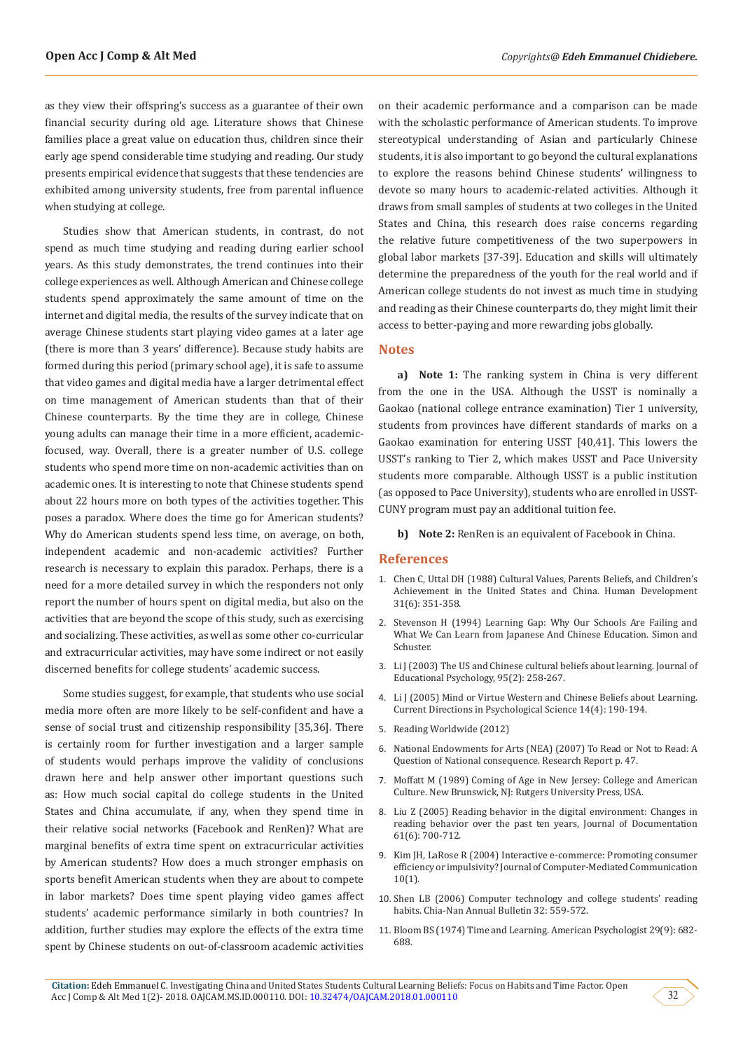as they view their offspring's success as a guarantee of their own financial security during old age. Literature shows that Chinese families place a great value on education thus, children since their early age spend considerable time studying and reading. Our study presents empirical evidence that suggests that these tendencies are exhibited among university students, free from parental influence when studying at college.

Studies show that American students, in contrast, do not spend as much time studying and reading during earlier school years. As this study demonstrates, the trend continues into their college experiences as well. Although American and Chinese college students spend approximately the same amount of time on the internet and digital media, the results of the survey indicate that on average Chinese students start playing video games at a later age (there is more than 3 years' difference). Because study habits are formed during this period (primary school age), it is safe to assume that video games and digital media have a larger detrimental effect on time management of American students than that of their Chinese counterparts. By the time they are in college, Chinese young adults can manage their time in a more efficient, academic-focused, way. Overall, there is a greater number of U.S. college students who spend more time on non-academic activities than on academic ones. It is interesting to note that Chinese students spend about 22 hours more on both types of the activities together. This poses a paradox. Where does the time go for American students? Why do American students spend less time, on average, on both, independent academic and non-academic activities? Further research is necessary to explain this paradox. Perhaps, there is a need for a more detailed survey in which the responders not only report the number of hours spent on digital media, but also on the activities that are beyond the scope of this study, such as exercising and socializing. These activities, as well as some other co-curricular and extracurricular activities, may have some indirect or not easily discerned benefits for college students' academic success.

Some studies suggest, for example, that students who use social media more often are more likely to be self-confident and have a sense of social trust and citizenship responsibility [35,36]. There is certainly room for further investigation and a larger sample of students would perhaps improve the validity of conclusions drawn here and help answer other important questions such as: How much social capital do college students in the United States and China accumulate, if any, when they spend time in their relative social networks (Facebook and RenRen)? What are marginal benefits of extra time spent on extracurricular activities by American students? How does a much stronger emphasis on sports benefit American students when they are about to compete in labor markets? Does time spent playing video games affect students' academic performance similarly in both countries? In addition, further studies may explore the effects of the extra time spent by Chinese students on out-of-classroom academic activities on their academic performance and a comparison can be made with the scholastic performance of American students. To improve stereotypical understanding of Asian and particularly Chinese students, it is also important to go beyond the cultural explanations to explore the reasons behind Chinese students' willingness to devote so many hours to academic-related activities. Although it draws from small samples of students at two colleges in the United States and China, this research does raise concerns regarding the relative future competitiveness of the two superpowers in global labor markets [37-39]. Education and skills will ultimately determine the preparedness of the youth for the real world and if American college students do not invest as much time in studying and reading as their Chinese counterparts do, they might limit their access to better-paying and more rewarding jobs globally.

## Notes

a) **Note 1:** The ranking system in China is very different from the one in the USA. Although the USST is nominally a Gaokao (national college entrance examination) Tier 1 university, students from provinces have different standards of marks on a Gaokao examination for entering USST [40,41]. This lowers the USST's ranking to Tier 2, which makes USST and Pace University students more comparable. Although USST is a public institution (as opposed to Pace University), students who are enrolled in USST-CUNY program must pay an additional tuition fee.

b) **Note 2:** RenRen is an equivalent of Facebook in China.

## References

1. Chen C, Uttal DH (1988) Cultural Values, Parents Beliefs, and Children's Achievement in the United States and China. Human Development 31(6): 351-358.
2. Stevenson H (1994) Learning Gap: Why Our Schools Are Failing and What We Can Learn from Japanese And Chinese Education. Simon and Schuster.
3. Li J (2003) The US and Chinese cultural beliefs about learning. Journal of Educational Psychology, 95(2): 258-267.
4. Li J (2005) Mind or Virtue Western and Chinese Beliefs about Learning. Current Directions in Psychological Science 14(4): 190-194.
5. Reading Worldwide (2012)
6. National Endowments for Arts (NEA) (2007) To Read or Not to Read: A Question of National consequence. Research Report p. 47.
7. Moffatt M (1989) Coming of Age in New Jersey: College and American Culture. New Brunswick, NJ: Rutgers University Press, USA.
8. Liu Z (2005) Reading behavior in the digital environment: Changes in reading behavior over the past ten years, Journal of Documentation 61(6): 700-712.
9. Kim JH, LaRose R (2004) Interactive e-commerce: Promoting consumer efficiency or impulsivity? Journal of Computer-Mediated Communication 10(1).
10. Shen LB (2006) Computer technology and college students' reading habits. Chia-Nan Annual Bulletin 32: 559-572.
11. Bloom BS (1974) Time and Learning. American Psychologist 29(9): 682-688.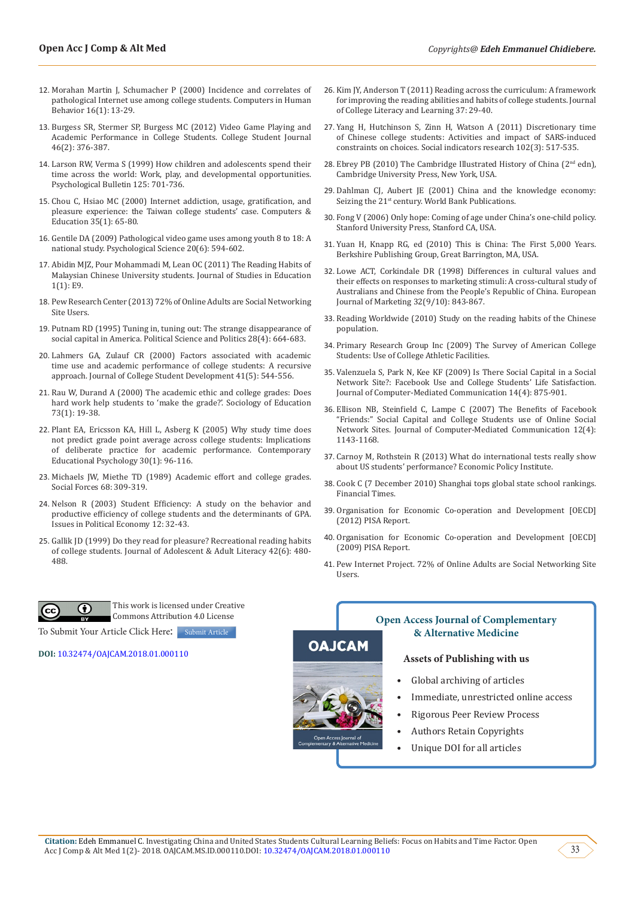12. Morahan Martin J, Schumacher P (2000) Incidence and correlates of pathological Internet use among college students. Computers in Human Behavior 16(1): 13-29.
13. Burgess SR, Stermer SP, Burgess MC (2012) Video Game Playing and Academic Performance in College Students. College Student Journal 46(2): 376-387.
14. Larson RW, Verma S (1999) How children and adolescents spend their time across the world: Work, play, and developmental opportunities. Psychological Bulletin 125: 701-736.
15. Chou C, Hsiao MC (2000) Internet addiction, usage, gratification, and pleasure experience: the Taiwan college students' case. Computers & Education 35(1): 65-80.
16. Gentile DA (2009) Pathological video game uses among youth 8 to 18: A national study. Psychological Science 20(6): 594-602.
17. Abidin MJZ, Pour Mohammadi M, Lean OC (2011) The Reading Habits of Malaysian Chinese University students. Journal of Studies in Education 1(1): E9.
18. Pew Research Center (2013) 72% of Online Adults are Social Networking Site Users.
19. Putnam RD (1995) Tuning in, tuning out: The strange disappearance of social capital in America. Political Science and Politics 28(4): 664-683.
20. Lahmers GA, Zulauf CR (2000) Factors associated with academic time use and academic performance of college students: A recursive approach. Journal of College Student Development 41(5): 544-556.
21. Rau W, Durand A (2000) The academic ethic and college grades: Does hard work help students to 'make the grade?'. Sociology of Education 73(1): 19-38.
22. Plant EA, Ericsson KA, Hill L, Asberg K (2005) Why study time does not predict grade point average across college students: Implications of deliberate practice for academic performance. Contemporary Educational Psychology 30(1): 96-116.
23. Michaels JW, Miethe TD (1989) Academic effort and college grades. Social Forces 68: 309-319.
24. Nelson R (2003) Student Efficiency: A study on the behavior and productive efficiency of college students and the determinants of GPA. Issues in Political Economy 12: 32-43.
25. Gallik JD (1999) Do they read for pleasure? Recreational reading habits of college students. Journal of Adolescent & Adult Literacy 42(6): 480-488.
26. Kim JY, Anderson T (2011) Reading across the curriculum: A framework for improving the reading abilities and habits of college students. Journal of College Literacy and Learning 37: 29-40.
27. Yang H, Hutchinson S, Zinn H, Watson A (2011) Discretionary time of Chinese college students: Activities and impact of SARS-induced constraints on choices. Social indicators research 102(3): 517-535.
28. Ebrey PB (2010) The Cambridge Illustrated History of China (2nd edn), Cambridge University Press, New York, USA.
29. Dahlman CJ, Aubert JE (2001) China and the knowledge economy: Seizing the 21st century. World Bank Publications.
30. Fong V (2006) Only hope: Coming of age under China's one-child policy. Stanford University Press, Stanford CA, USA.
31. Yuan H, Knapp RG, ed (2010) This is China: The First 5,000 Years. Berkshire Publishing Group, Great Barrington, MA, USA.
32. Lowe ACT, Corkindale DR (1998) Differences in cultural values and their effects on responses to marketing stimuli: A cross-cultural study of Australians and Chinese from the People's Republic of China. European Journal of Marketing 32(9/10): 843-867.
33. Reading Worldwide (2010) Study on the reading habits of the Chinese population.
34. Primary Research Group Inc (2009) The Survey of American College Students: Use of College Athletic Facilities.
35. Valenzuela S, Park N, Kee KF (2009) Is There Social Capital in a Social Network Site?: Facebook Use and College Students' Life Satisfaction. Journal of Computer-Mediated Communication 14(4): 875-901.
36. Ellison NB, Steinfield C, Lampe C (2007) The Benefits of Facebook "Friends:" Social Capital and College Students use of Online Social Network Sites. Journal of Computer-Mediated Communication 12(4): 1143-1168.
37. Carnoy M, Rothstein R (2013) What do international tests really show about US students' performance? Economic Policy Institute.
38. Cook C (7 December 2010) Shanghai tops global state school rankings. Financial Times.
39. Organisation for Economic Co-operation and Development [OECD] (2012) PISA Report.
40. Organisation for Economic Co-operation and Development [OECD] (2009) PISA Report.
41. Pew Internet Project. 72% of Online Adults are Social Networking Site Users.

This work is licensed under Creative Commons Attribution 4.0 License

To Submit Your Article Click Here: Submit Article

**DOI:** 10.32474/OAJCAM.2018.01.000110

**Open Access Journal of Complementary & Alternative Medicine**

**Assets of Publishing with us**

- Global archiving of articles
- Immediate, unrestricted online access
- Rigorous Peer Review Process
- Authors Retain Copyrights
- Unique DOI for all articles

**Citation:** Edeh Emmanuel C. Investigating China and United States Students Cultural Learning Beliefs: Focus on Habits and Time Factor. Open Acc J Comp & Alt Med 1(2)- 2018. OAJCAM.MS.ID.000110.DOI: 10.32474/OAJCAM.2018.01.000110